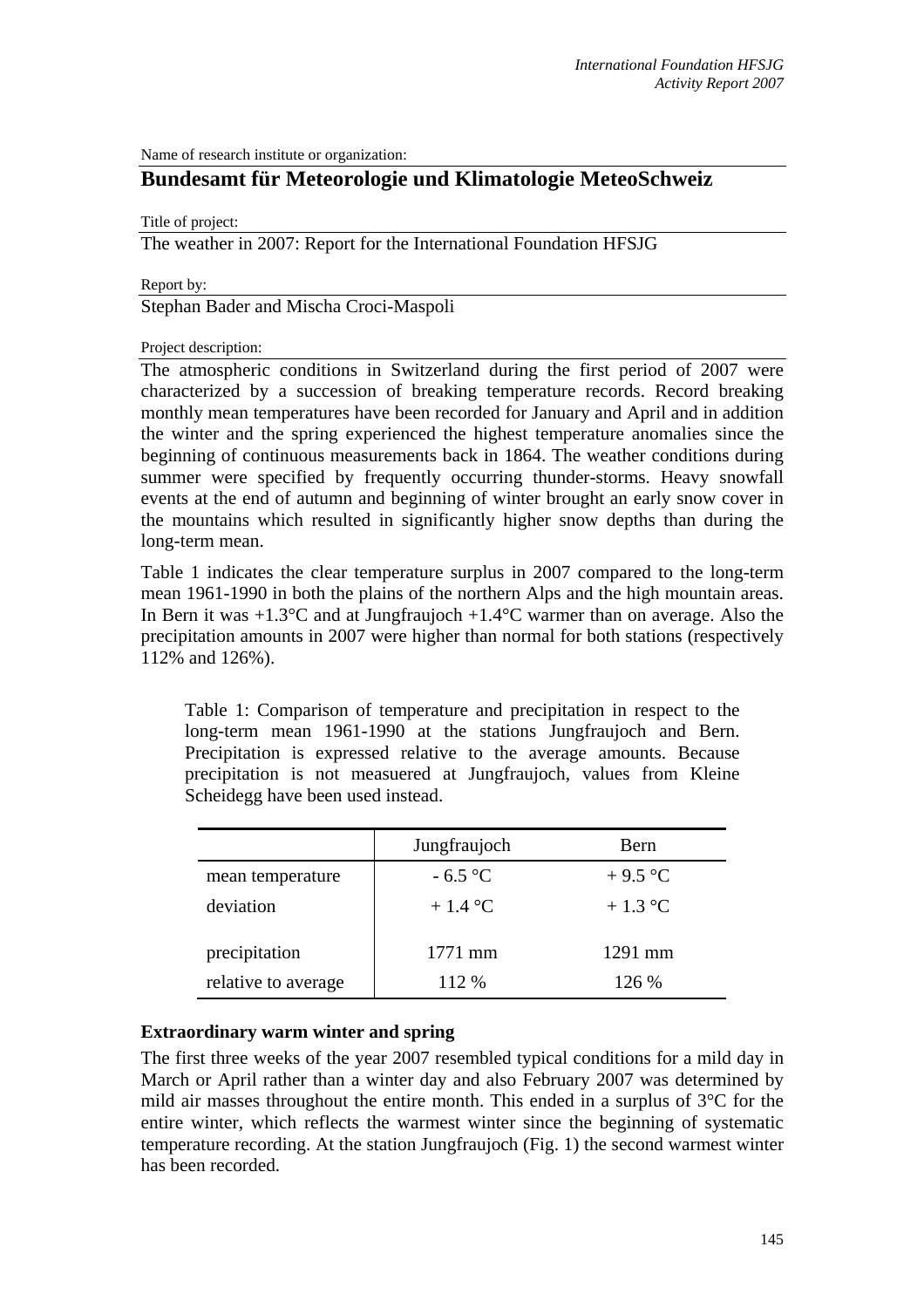Name of research institute or organization:

# Bundesamt für Meteorologie und Klimatologie MeteoSchweiz

Title of project:

The weather in 2007: Report for the International Foundation HFSJG

Report by:

Stephan Bader and Mischa Croci-Maspoli

Project description:

The atmospheric conditions in Switzerland during the first period of 2007 were characterized by a succession of breaking temperature records. Record breaking monthly mean temperatures have been recorded for January and April and in addition the winter and the spring experienced the highest temperature anomalies since the beginning of continuous measurements back in 1864. The weather conditions during summer were specified by frequently occurring thunder-storms. Heavy snowfall events at the end of autumn and beginning of winter brought an early snow cover in the mountains which resulted in significantly higher snow depths than during the long-term mean.

Table 1 indicates the clear temperature surplus in 2007 compared to the long-term mean 1961-1990 in both the plains of the northern Alps and the high mountain areas. In Bern it was +1.3°C and at Jungfraujoch +1.4°C warmer than on average. Also the precipitation amounts in 2007 were higher than normal for both stations (respectively 112% and 126%).

Table 1: Comparison of temperature and precipitation in respect to the long-term mean 1961-1990 at the stations Jungfraujoch and Bern. Precipitation is expressed relative to the average amounts. Because precipitation is not measuered at Jungfraujoch, values from Kleine Scheidegg have been used instead.

| | Jungfraujoch | Bern |
|---|---|---|
| mean temperature | - 6.5 °C | + 9.5 °C |
| deviation | + 1.4 °C | + 1.3 °C |
| precipitation | 1771 mm | 1291 mm |
| relative to average | 112 % | 126 % |

### Extraordinary warm winter and spring

The first three weeks of the year 2007 resembled typical conditions for a mild day in March or April rather than a winter day and also February 2007 was determined by mild air masses throughout the entire month. This ended in a surplus of 3°C for the entire winter, which reflects the warmest winter since the beginning of systematic temperature recording. At the station Jungfraujoch (Fig. 1) the second warmest winter has been recorded.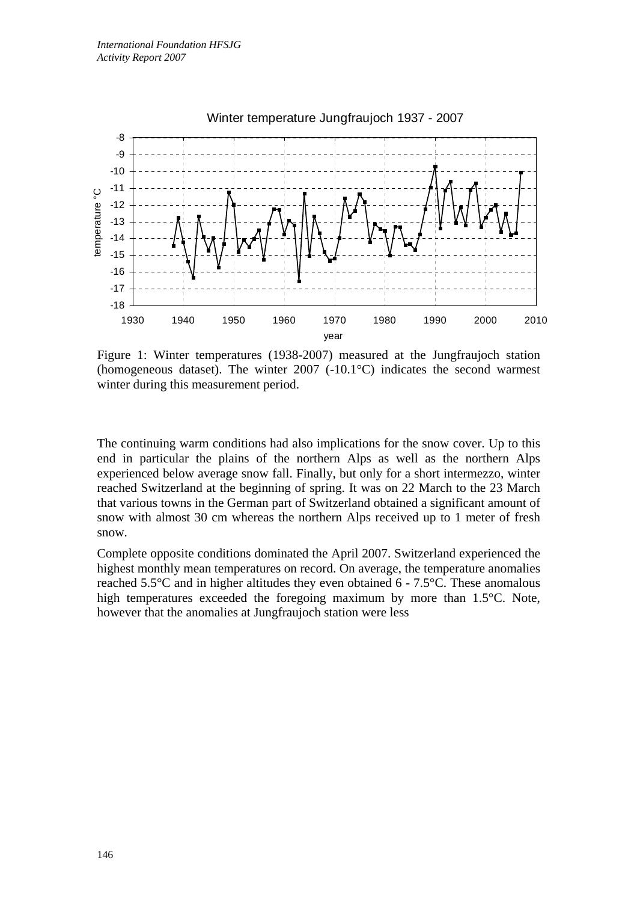Figure 1: Winter temperatures (1938-2007) measured at the Jungfraujoch station (homogeneous dataset). The winter 2007 (-10.1°C) indicates the second warmest winter during this measurement period.

The continuing warm conditions had also implications for the snow cover. Up to this end in particular the plains of the northern Alps as well as the northern Alps experienced below average snow fall. Finally, but only for a short intermezzo, winter reached Switzerland at the beginning of spring. It was on 22 March to the 23 March that various towns in the German part of Switzerland obtained a significant amount of snow with almost 30 cm whereas the northern Alps received up to 1 meter of fresh snow.

Complete opposite conditions dominated the April 2007. Switzerland experienced the highest monthly mean temperatures on record. On average, the temperature anomalies reached 5.5°C and in higher altitudes they even obtained 6 - 7.5°C. These anomalous high temperatures exceeded the foregoing maximum by more than 1.5°C. Note, however that the anomalies at Jungfraujoch station were less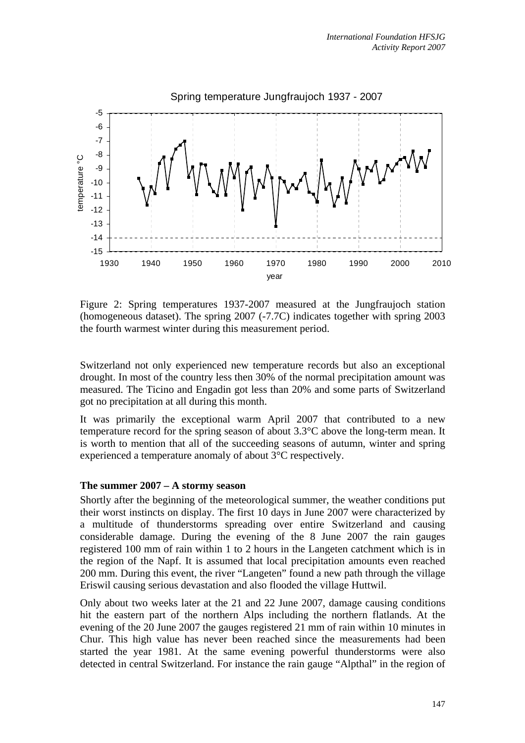Figure 2: Spring temperatures 1937-2007 measured at the Jungfraujoch station (homogeneous dataset). The spring 2007 (-7.7C) indicates together with spring 2003 the fourth warmest winter during this measurement period.

Switzerland not only experienced new temperature records but also an exceptional drought. In most of the country less then 30% of the normal precipitation amount was measured. The Ticino and Engadin got less than 20% and some parts of Switzerland got no precipitation at all during this month.

It was primarily the exceptional warm April 2007 that contributed to a new temperature record for the spring season of about 3.3°C above the long-term mean. It is worth to mention that all of the succeeding seasons of autumn, winter and spring experienced a temperature anomaly of about 3°C respectively.

**The summer 2007 – A stormy season**

Shortly after the beginning of the meteorological summer, the weather conditions put their worst instincts on display. The first 10 days in June 2007 were characterized by a multitude of thunderstorms spreading over entire Switzerland and causing considerable damage. During the evening of the 8 June 2007 the rain gauges registered 100 mm of rain within 1 to 2 hours in the Langeten catchment which is in the region of the Napf. It is assumed that local precipitation amounts even reached 200 mm. During this event, the river "Langeten" found a new path through the village Eriswil causing serious devastation and also flooded the village Huttwil.

Only about two weeks later at the 21 and 22 June 2007, damage causing conditions hit the eastern part of the northern Alps including the northern flatlands. At the evening of the 20 June 2007 the gauges registered 21 mm of rain within 10 minutes in Chur. This high value has never been reached since the measurements had been started the year 1981. At the same evening powerful thunderstorms were also detected in central Switzerland. For instance the rain gauge "Alpthal" in the region of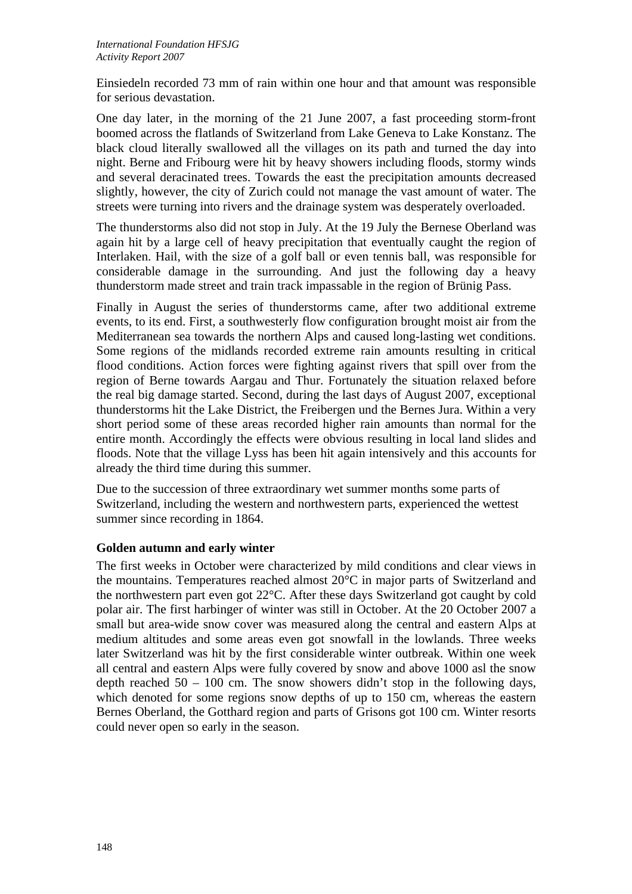Einsiedeln recorded 73 mm of rain within one hour and that amount was responsible for serious devastation.

One day later, in the morning of the 21 June 2007, a fast proceeding storm-front boomed across the flatlands of Switzerland from Lake Geneva to Lake Konstanz. The black cloud literally swallowed all the villages on its path and turned the day into night. Berne and Fribourg were hit by heavy showers including floods, stormy winds and several deracinated trees. Towards the east the precipitation amounts decreased slightly, however, the city of Zurich could not manage the vast amount of water. The streets were turning into rivers and the drainage system was desperately overloaded.

The thunderstorms also did not stop in July. At the 19 July the Bernese Oberland was again hit by a large cell of heavy precipitation that eventually caught the region of Interlaken. Hail, with the size of a golf ball or even tennis ball, was responsible for considerable damage in the surrounding. And just the following day a heavy thunderstorm made street and train track impassable in the region of Brünig Pass.

Finally in August the series of thunderstorms came, after two additional extreme events, to its end. First, a southwesterly flow configuration brought moist air from the Mediterranean sea towards the northern Alps and caused long-lasting wet conditions. Some regions of the midlands recorded extreme rain amounts resulting in critical flood conditions. Action forces were fighting against rivers that spill over from the region of Berne towards Aargau and Thur. Fortunately the situation relaxed before the real big damage started. Second, during the last days of August 2007, exceptional thunderstorms hit the Lake District, the Freibergen und the Bernes Jura. Within a very short period some of these areas recorded higher rain amounts than normal for the entire month. Accordingly the effects were obvious resulting in local land slides and floods. Note that the village Lyss has been hit again intensively and this accounts for already the third time during this summer.

Due to the succession of three extraordinary wet summer months some parts of Switzerland, including the western and northwestern parts, experienced the wettest summer since recording in 1864.

**Golden autumn and early winter**

The first weeks in October were characterized by mild conditions and clear views in the mountains. Temperatures reached almost 20°C in major parts of Switzerland and the northwestern part even got 22°C. After these days Switzerland got caught by cold polar air. The first harbinger of winter was still in October. At the 20 October 2007 a small but area-wide snow cover was measured along the central and eastern Alps at medium altitudes and some areas even got snowfall in the lowlands. Three weeks later Switzerland was hit by the first considerable winter outbreak. Within one week all central and eastern Alps were fully covered by snow and above 1000 asl the snow depth reached 50 – 100 cm. The snow showers didn't stop in the following days, which denoted for some regions snow depths of up to 150 cm, whereas the eastern Bernes Oberland, the Gotthard region and parts of Grisons got 100 cm. Winter resorts could never open so early in the season.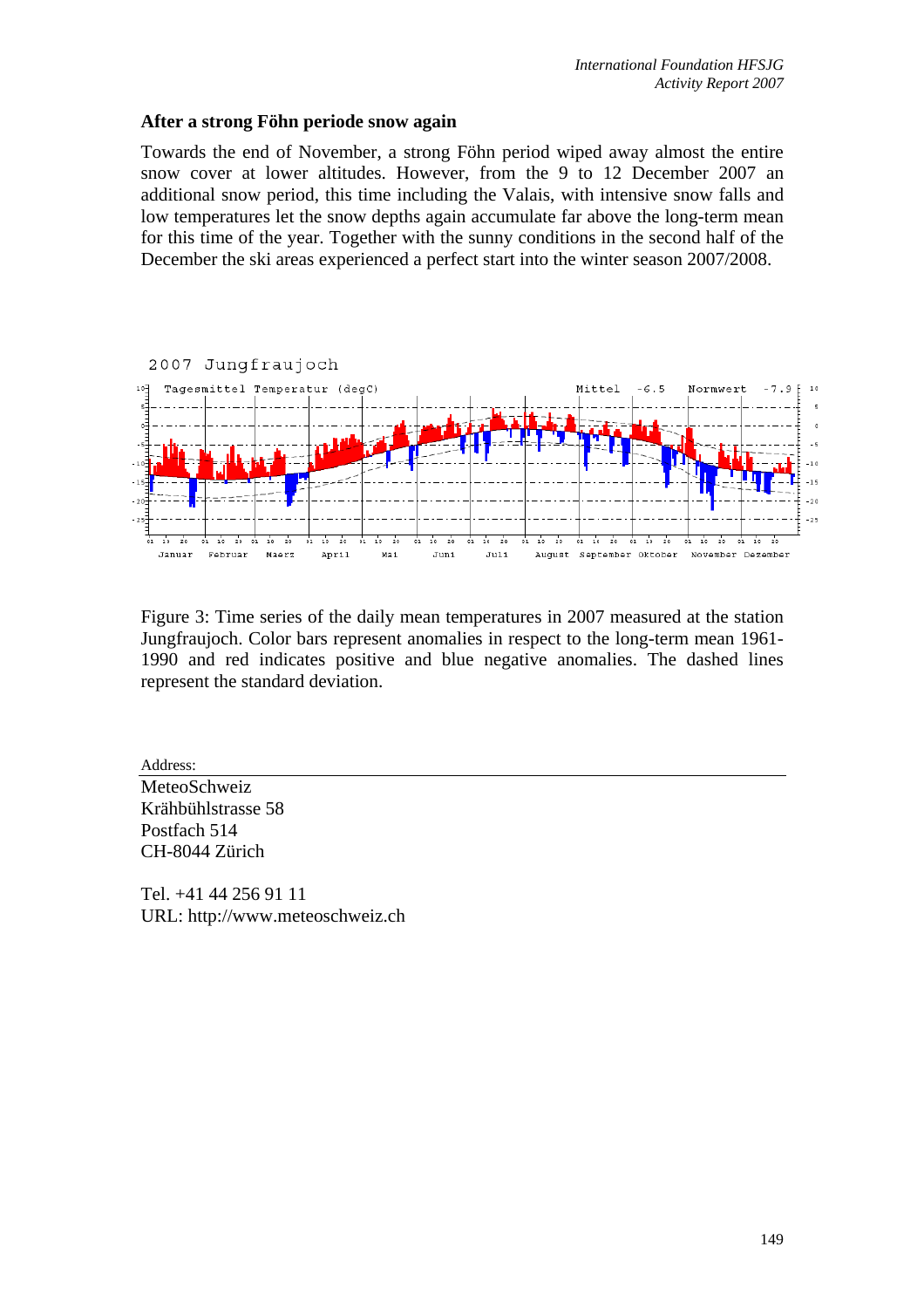### After a strong Föhn periode snow again

Towards the end of November, a strong Föhn period wiped away almost the entire snow cover at lower altitudes. However, from the 9 to 12 December 2007 an additional snow period, this time including the Valais, with intensive snow falls and low temperatures let the snow depths again accumulate far above the long-term mean for this time of the year. Together with the sunny conditions in the second half of the December the ski areas experienced a perfect start into the winter season 2007/2008.

Figure 3: Time series of the daily mean temperatures in 2007 measured at the station Jungfraujoch. Color bars represent anomalies in respect to the long-term mean 1961-1990 and red indicates positive and blue negative anomalies. The dashed lines represent the standard deviation.

Address:

MeteoSchweiz
Krähbühlstrasse 58
Postfach 514
CH-8044 Zürich

Tel. +41 44 256 91 11
URL: http://www.meteoschweiz.ch